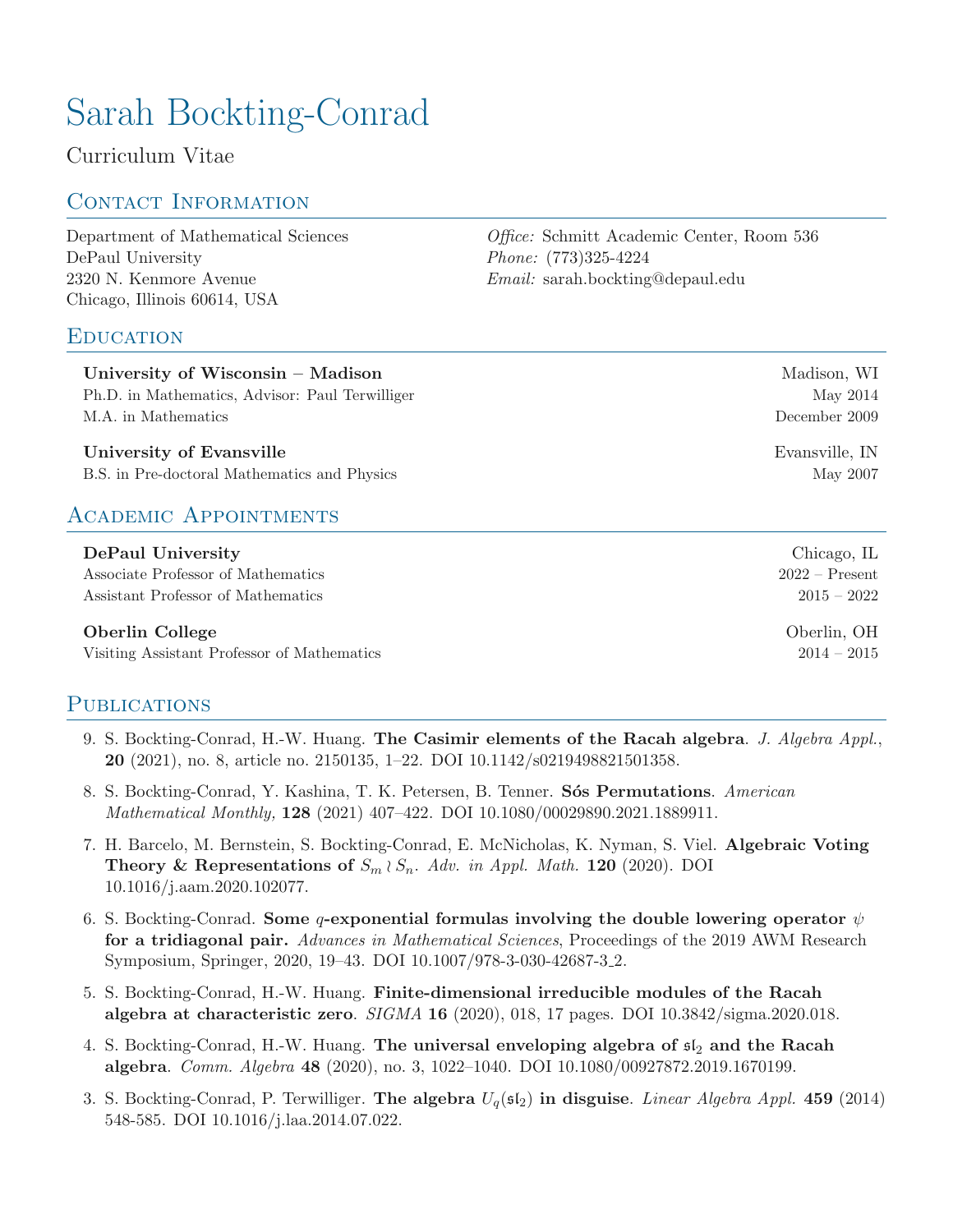# Sarah Bockting-Conrad

Curriculum Vitae

## Contact Information

Department of Mathematical Sciences
DePaul University
2320 N. Kenmore Avenue
Chicago, Illinois 60614, USA

*Office:* Schmitt Academic Center, Room 536
*Phone:* (773)325-4224
*Email:* sarah.bockting@depaul.edu

## Education

**University of Wisconsin – Madison** — Madison, WI
Ph.D. in Mathematics, Advisor: Paul Terwilliger — May 2014
M.A. in Mathematics — December 2009

**University of Evansville** — Evansville, IN
B.S. in Pre-doctoral Mathematics and Physics — May 2007

## Academic Appointments

**DePaul University** — Chicago, IL
Associate Professor of Mathematics — 2022 – Present
Assistant Professor of Mathematics — 2015 – 2022

**Oberlin College** — Oberlin, OH
Visiting Assistant Professor of Mathematics — 2014 – 2015

## Publications

9. S. Bockting-Conrad, H.-W. Huang. **The Casimir elements of the Racah algebra**. *J. Algebra Appl.*, **20** (2021), no. 8, article no. 2150135, 1–22. DOI 10.1142/s0219498821501358.

8. S. Bockting-Conrad, Y. Kashina, T. K. Petersen, B. Tenner. **Sós Permutations**. *American Mathematical Monthly,* **128** (2021) 407–422. DOI 10.1080/00029890.2021.1889911.

7. H. Barcelo, M. Bernstein, S. Bockting-Conrad, E. McNicholas, K. Nyman, S. Viel. **Algebraic Voting Theory & Representations of $S_m \wr S_n$**. *Adv. in Appl. Math.* **120** (2020). DOI 10.1016/j.aam.2020.102077.

6. S. Bockting-Conrad. **Some $q$-exponential formulas involving the double lowering operator $\psi$ for a tridiagonal pair.** *Advances in Mathematical Sciences*, Proceedings of the 2019 AWM Research Symposium, Springer, 2020, 19–43. DOI 10.1007/978-3-030-42687-3_2.

5. S. Bockting-Conrad, H.-W. Huang. **Finite-dimensional irreducible modules of the Racah algebra at characteristic zero**. *SIGMA* **16** (2020), 018, 17 pages. DOI 10.3842/sigma.2020.018.

4. S. Bockting-Conrad, H.-W. Huang. **The universal enveloping algebra of $\mathfrak{sl}_2$ and the Racah algebra**. *Comm. Algebra* **48** (2020), no. 3, 1022–1040. DOI 10.1080/00927872.2019.1670199.

3. S. Bockting-Conrad, P. Terwilliger. **The algebra $U_q(\mathfrak{sl}_2)$ in disguise**. *Linear Algebra Appl.* **459** (2014) 548-585. DOI 10.1016/j.laa.2014.07.022.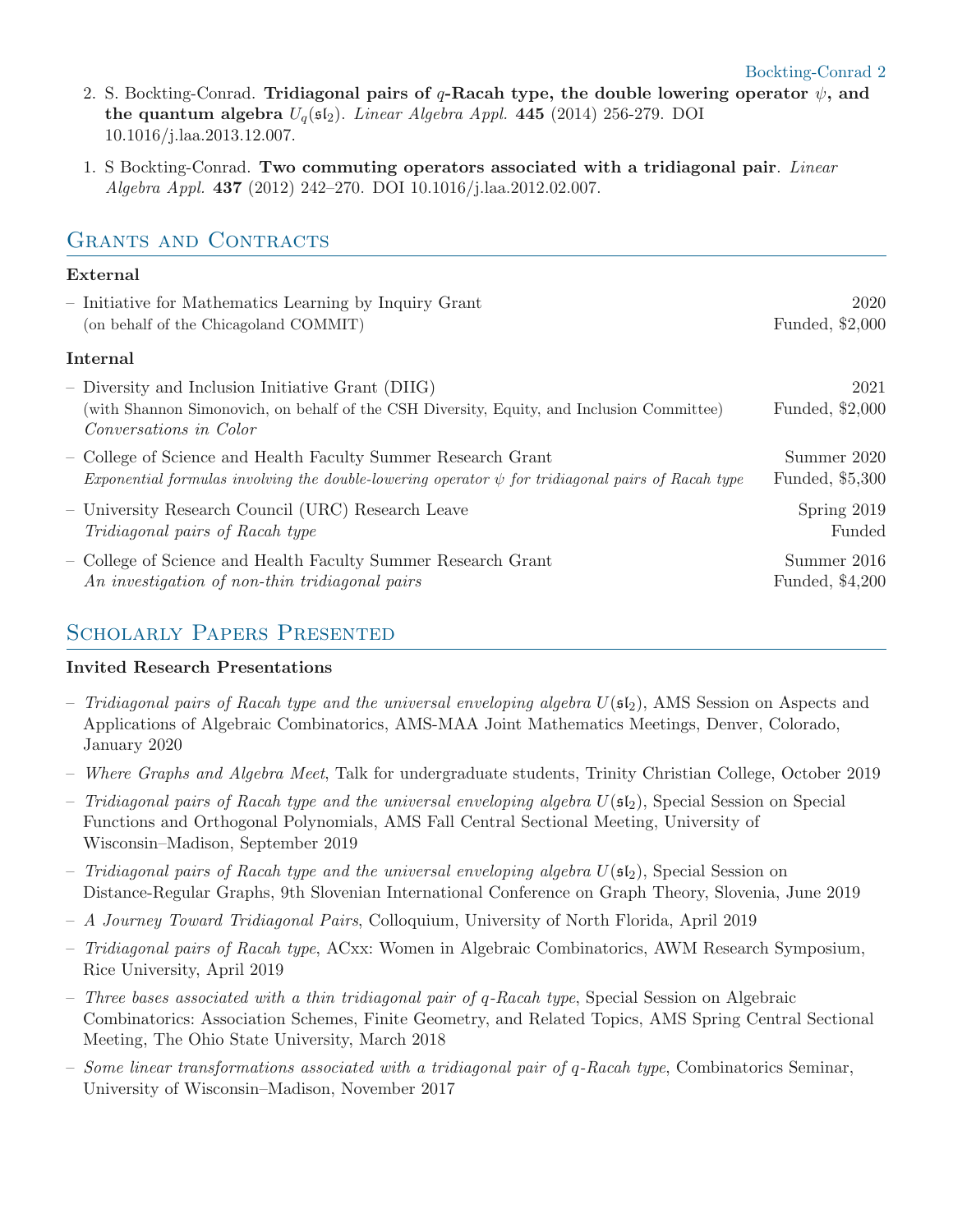2. S. Bockting-Conrad. **Tridiagonal pairs of $q$-Racah type, the double lowering operator $\psi$, and the quantum algebra $U_q(\mathfrak{sl}_2)$**. *Linear Algebra Appl.* **445** (2014) 256-279. DOI 10.1016/j.laa.2013.12.007.

1. S Bockting-Conrad. **Two commuting operators associated with a tridiagonal pair**. *Linear Algebra Appl.* **437** (2012) 242–270. DOI 10.1016/j.laa.2012.02.007.

## Grants and Contracts

### External

- Initiative for Mathematics Learning by Inquiry Grant — 2020
  (on behalf of the Chicagoland COMMIT) — Funded, $2,000

### Internal

- Diversity and Inclusion Initiative Grant (DIIG) — 2021
  (with Shannon Simonovich, on behalf of the CSH Diversity, Equity, and Inclusion Committee) — Funded, $2,000
  *Conversations in Color*
- College of Science and Health Faculty Summer Research Grant — Summer 2020
  *Exponential formulas involving the double-lowering operator $\psi$ for tridiagonal pairs of Racah type* — Funded, $5,300
- University Research Council (URC) Research Leave — Spring 2019
  *Tridiagonal pairs of Racah type* — Funded
- College of Science and Health Faculty Summer Research Grant — Summer 2016
  *An investigation of non-thin tridiagonal pairs* — Funded, $4,200

## Scholarly Papers Presented

### Invited Research Presentations

- *Tridiagonal pairs of Racah type and the universal enveloping algebra $U(\mathfrak{sl}_2)$*, AMS Session on Aspects and Applications of Algebraic Combinatorics, AMS-MAA Joint Mathematics Meetings, Denver, Colorado, January 2020
- *Where Graphs and Algebra Meet*, Talk for undergraduate students, Trinity Christian College, October 2019
- *Tridiagonal pairs of Racah type and the universal enveloping algebra $U(\mathfrak{sl}_2)$*, Special Session on Special Functions and Orthogonal Polynomials, AMS Fall Central Sectional Meeting, University of Wisconsin–Madison, September 2019
- *Tridiagonal pairs of Racah type and the universal enveloping algebra $U(\mathfrak{sl}_2)$*, Special Session on Distance-Regular Graphs, 9th Slovenian International Conference on Graph Theory, Slovenia, June 2019
- *A Journey Toward Tridiagonal Pairs*, Colloquium, University of North Florida, April 2019
- *Tridiagonal pairs of Racah type*, ACxx: Women in Algebraic Combinatorics, AWM Research Symposium, Rice University, April 2019
- *Three bases associated with a thin tridiagonal pair of $q$-Racah type*, Special Session on Algebraic Combinatorics: Association Schemes, Finite Geometry, and Related Topics, AMS Spring Central Sectional Meeting, The Ohio State University, March 2018
- *Some linear transformations associated with a tridiagonal pair of $q$-Racah type*, Combinatorics Seminar, University of Wisconsin–Madison, November 2017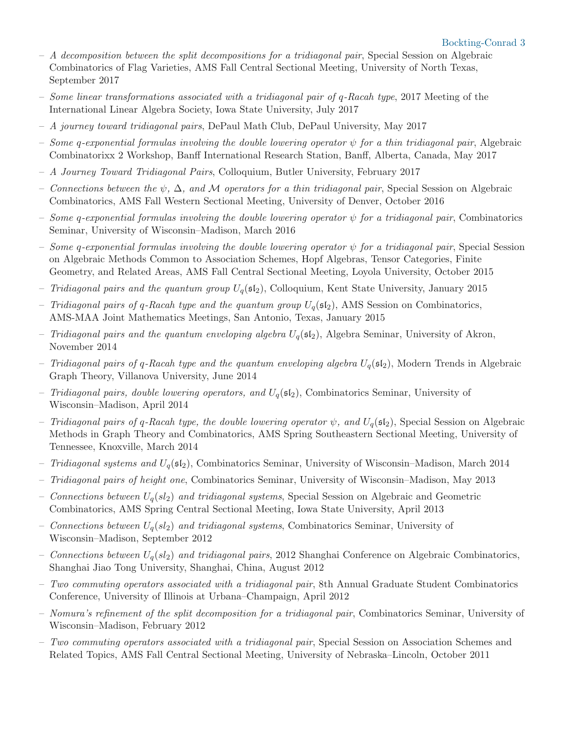- *A decomposition between the split decompositions for a tridiagonal pair*, Special Session on Algebraic Combinatorics of Flag Varieties, AMS Fall Central Sectional Meeting, University of North Texas, September 2017
- *Some linear transformations associated with a tridiagonal pair of q-Racah type*, 2017 Meeting of the International Linear Algebra Society, Iowa State University, July 2017
- *A journey toward tridiagonal pairs*, DePaul Math Club, DePaul University, May 2017
- *Some q-exponential formulas involving the double lowering operator $\psi$ for a thin tridiagonal pair*, Algebraic Combinatorixx 2 Workshop, Banff International Research Station, Banff, Alberta, Canada, May 2017
- *A Journey Toward Tridiagonal Pairs*, Colloquium, Butler University, February 2017
- *Connections between the $\psi$, $\Delta$, and $\mathcal{M}$ operators for a thin tridiagonal pair*, Special Session on Algebraic Combinatorics, AMS Fall Western Sectional Meeting, University of Denver, October 2016
- *Some q-exponential formulas involving the double lowering operator $\psi$ for a tridiagonal pair*, Combinatorics Seminar, University of Wisconsin–Madison, March 2016
- *Some q-exponential formulas involving the double lowering operator $\psi$ for a tridiagonal pair*, Special Session on Algebraic Methods Common to Association Schemes, Hopf Algebras, Tensor Categories, Finite Geometry, and Related Areas, AMS Fall Central Sectional Meeting, Loyola University, October 2015
- *Tridiagonal pairs and the quantum group $U_q(\mathfrak{sl}_2)$*, Colloquium, Kent State University, January 2015
- *Tridiagonal pairs of q-Racah type and the quantum group $U_q(\mathfrak{sl}_2)$*, AMS Session on Combinatorics, AMS-MAA Joint Mathematics Meetings, San Antonio, Texas, January 2015
- *Tridiagonal pairs and the quantum enveloping algebra $U_q(\mathfrak{sl}_2)$*, Algebra Seminar, University of Akron, November 2014
- *Tridiagonal pairs of q-Racah type and the quantum enveloping algebra $U_q(\mathfrak{sl}_2)$*, Modern Trends in Algebraic Graph Theory, Villanova University, June 2014
- *Tridiagonal pairs, double lowering operators, and $U_q(\mathfrak{sl}_2)$*, Combinatorics Seminar, University of Wisconsin–Madison, April 2014
- *Tridiagonal pairs of q-Racah type, the double lowering operator $\psi$, and $U_q(\mathfrak{sl}_2)$*, Special Session on Algebraic Methods in Graph Theory and Combinatorics, AMS Spring Southeastern Sectional Meeting, University of Tennessee, Knoxville, March 2014
- *Tridiagonal systems and $U_q(\mathfrak{sl}_2)$*, Combinatorics Seminar, University of Wisconsin–Madison, March 2014
- *Tridiagonal pairs of height one*, Combinatorics Seminar, University of Wisconsin–Madison, May 2013
- *Connections between $U_q(sl_2)$ and tridiagonal systems*, Special Session on Algebraic and Geometric Combinatorics, AMS Spring Central Sectional Meeting, Iowa State University, April 2013
- *Connections between $U_q(sl_2)$ and tridiagonal systems*, Combinatorics Seminar, University of Wisconsin–Madison, September 2012
- *Connections between $U_q(sl_2)$ and tridiagonal pairs*, 2012 Shanghai Conference on Algebraic Combinatorics, Shanghai Jiao Tong University, Shanghai, China, August 2012
- *Two commuting operators associated with a tridiagonal pair*, 8th Annual Graduate Student Combinatorics Conference, University of Illinois at Urbana–Champaign, April 2012
- *Nomura's refinement of the split decomposition for a tridiagonal pair*, Combinatorics Seminar, University of Wisconsin–Madison, February 2012
- *Two commuting operators associated with a tridiagonal pair*, Special Session on Association Schemes and Related Topics, AMS Fall Central Sectional Meeting, University of Nebraska–Lincoln, October 2011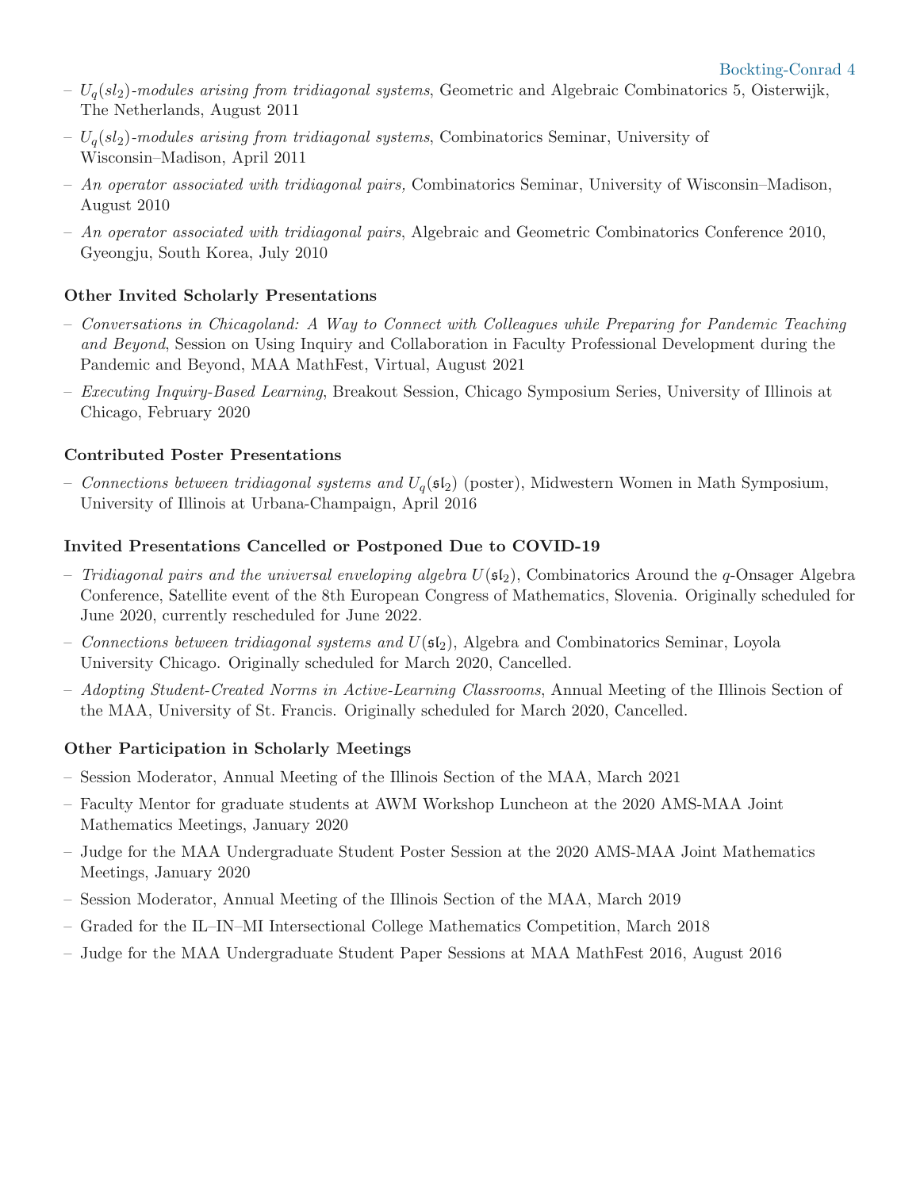- $U_q(sl_2)$*-modules arising from tridiagonal systems*, Geometric and Algebraic Combinatorics 5, Oisterwijk, The Netherlands, August 2011
- $U_q(sl_2)$*-modules arising from tridiagonal systems*, Combinatorics Seminar, University of Wisconsin–Madison, April 2011
- *An operator associated with tridiagonal pairs,* Combinatorics Seminar, University of Wisconsin–Madison, August 2010
- *An operator associated with tridiagonal pairs*, Algebraic and Geometric Combinatorics Conference 2010, Gyeongju, South Korea, July 2010

### Other Invited Scholarly Presentations

- *Conversations in Chicagoland: A Way to Connect with Colleagues while Preparing for Pandemic Teaching and Beyond*, Session on Using Inquiry and Collaboration in Faculty Professional Development during the Pandemic and Beyond, MAA MathFest, Virtual, August 2021
- *Executing Inquiry-Based Learning*, Breakout Session, Chicago Symposium Series, University of Illinois at Chicago, February 2020

### Contributed Poster Presentations

- *Connections between tridiagonal systems and* $U_q(\mathfrak{sl}_2)$ (poster), Midwestern Women in Math Symposium, University of Illinois at Urbana-Champaign, April 2016

### Invited Presentations Cancelled or Postponed Due to COVID-19

- *Tridiagonal pairs and the universal enveloping algebra* $U(\mathfrak{sl}_2)$, Combinatorics Around the $q$-Onsager Algebra Conference, Satellite event of the 8th European Congress of Mathematics, Slovenia. Originally scheduled for June 2020, currently rescheduled for June 2022.
- *Connections between tridiagonal systems and* $U(\mathfrak{sl}_2)$, Algebra and Combinatorics Seminar, Loyola University Chicago. Originally scheduled for March 2020, Cancelled.
- *Adopting Student-Created Norms in Active-Learning Classrooms*, Annual Meeting of the Illinois Section of the MAA, University of St. Francis. Originally scheduled for March 2020, Cancelled.

### Other Participation in Scholarly Meetings

- Session Moderator, Annual Meeting of the Illinois Section of the MAA, March 2021
- Faculty Mentor for graduate students at AWM Workshop Luncheon at the 2020 AMS-MAA Joint Mathematics Meetings, January 2020
- Judge for the MAA Undergraduate Student Poster Session at the 2020 AMS-MAA Joint Mathematics Meetings, January 2020
- Session Moderator, Annual Meeting of the Illinois Section of the MAA, March 2019
- Graded for the IL–IN–MI Intersectional College Mathematics Competition, March 2018
- Judge for the MAA Undergraduate Student Paper Sessions at MAA MathFest 2016, August 2016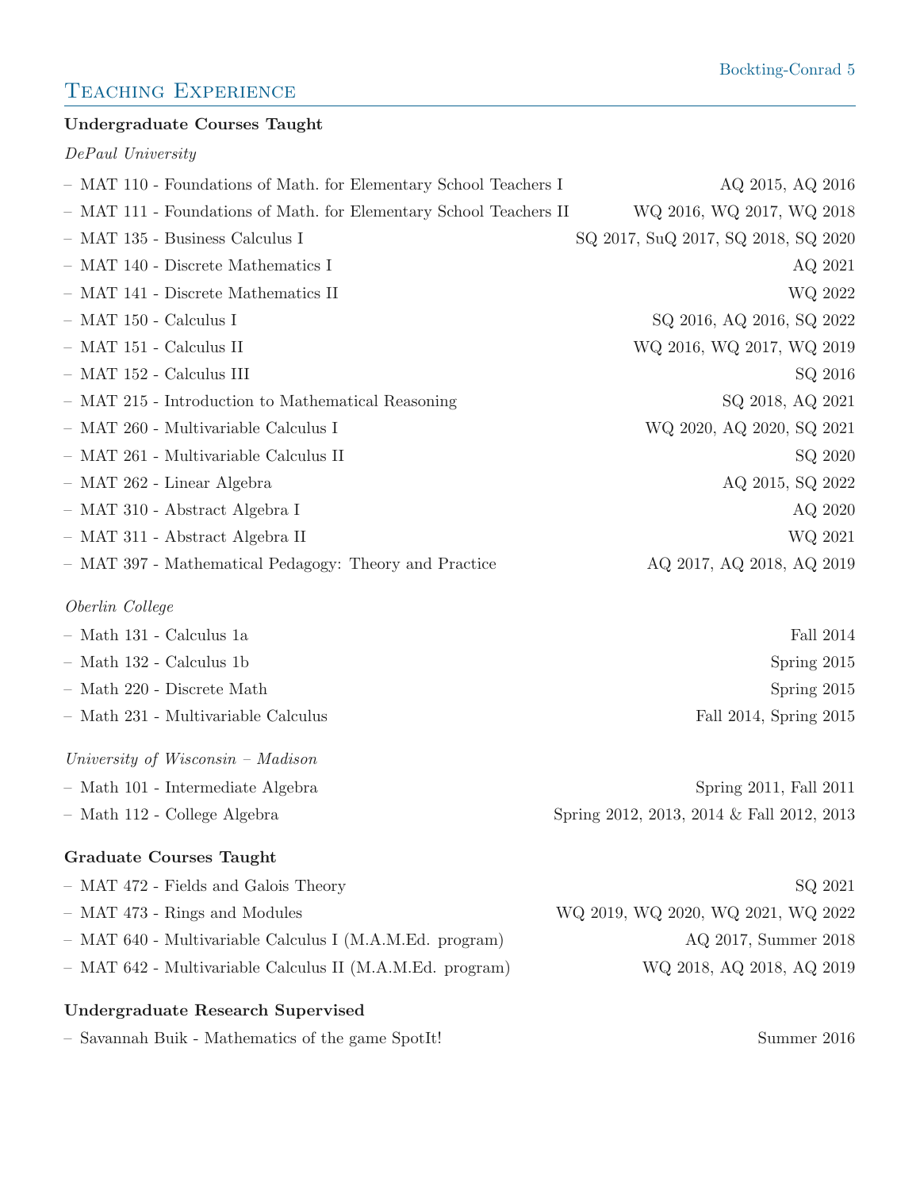## Teaching Experience

**Undergraduate Courses Taught**

*DePaul University*

- MAT 110 - Foundations of Math. for Elementary School Teachers I — AQ 2015, AQ 2016
- MAT 111 - Foundations of Math. for Elementary School Teachers II — WQ 2016, WQ 2017, WQ 2018
- MAT 135 - Business Calculus I — SQ 2017, SuQ 2017, SQ 2018, SQ 2020
- MAT 140 - Discrete Mathematics I — AQ 2021
- MAT 141 - Discrete Mathematics II — WQ 2022
- MAT 150 - Calculus I — SQ 2016, AQ 2016, SQ 2022
- MAT 151 - Calculus II — WQ 2016, WQ 2017, WQ 2019
- MAT 152 - Calculus III — SQ 2016
- MAT 215 - Introduction to Mathematical Reasoning — SQ 2018, AQ 2021
- MAT 260 - Multivariable Calculus I — WQ 2020, AQ 2020, SQ 2021
- MAT 261 - Multivariable Calculus II — SQ 2020
- MAT 262 - Linear Algebra — AQ 2015, SQ 2022
- MAT 310 - Abstract Algebra I — AQ 2020
- MAT 311 - Abstract Algebra II — WQ 2021
- MAT 397 - Mathematical Pedagogy: Theory and Practice — AQ 2017, AQ 2018, AQ 2019

*Oberlin College*

- Math 131 - Calculus 1a — Fall 2014
- Math 132 - Calculus 1b — Spring 2015
- Math 220 - Discrete Math — Spring 2015
- Math 231 - Multivariable Calculus — Fall 2014, Spring 2015

*University of Wisconsin – Madison*

- Math 101 - Intermediate Algebra — Spring 2011, Fall 2011
- Math 112 - College Algebra — Spring 2012, 2013, 2014 & Fall 2012, 2013

**Graduate Courses Taught**

- MAT 472 - Fields and Galois Theory — SQ 2021
- MAT 473 - Rings and Modules — WQ 2019, WQ 2020, WQ 2021, WQ 2022
- MAT 640 - Multivariable Calculus I (M.A.M.Ed. program) — AQ 2017, Summer 2018
- MAT 642 - Multivariable Calculus II (M.A.M.Ed. program) — WQ 2018, AQ 2018, AQ 2019

**Undergraduate Research Supervised**

- Savannah Buik - Mathematics of the game SpotIt! — Summer 2016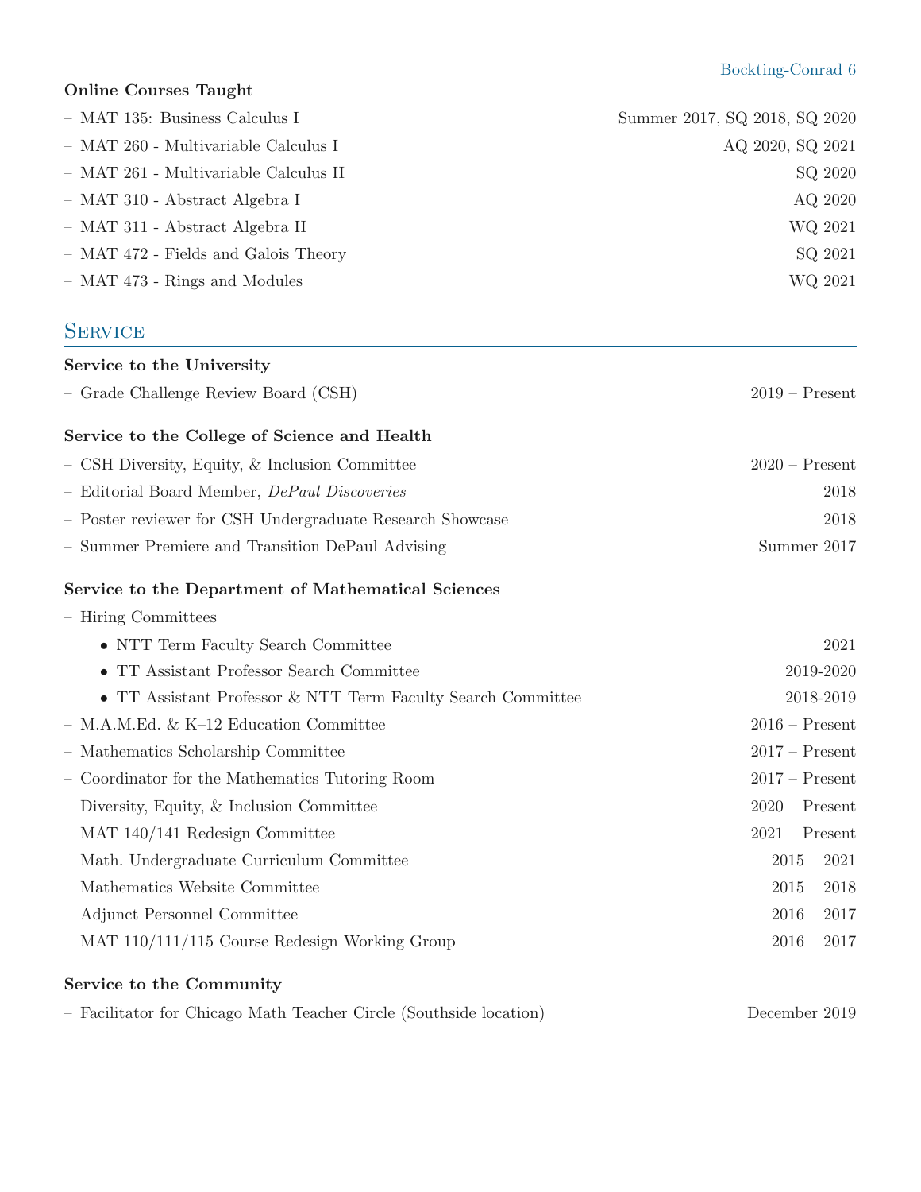**Online Courses Taught**

- MAT 135: Business Calculus I — Summer 2017, SQ 2018, SQ 2020
- MAT 260 - Multivariable Calculus I — AQ 2020, SQ 2021
- MAT 261 - Multivariable Calculus II — SQ 2020
- MAT 310 - Abstract Algebra I — AQ 2020
- MAT 311 - Abstract Algebra II — WQ 2021
- MAT 472 - Fields and Galois Theory — SQ 2021
- MAT 473 - Rings and Modules — WQ 2021

## Service

**Service to the University**

- Grade Challenge Review Board (CSH) — 2019 – Present

**Service to the College of Science and Health**

- CSH Diversity, Equity, & Inclusion Committee — 2020 – Present
- Editorial Board Member, *DePaul Discoveries* — 2018
- Poster reviewer for CSH Undergraduate Research Showcase — 2018
- Summer Premiere and Transition DePaul Advising — Summer 2017

**Service to the Department of Mathematical Sciences**

- Hiring Committees
  - NTT Term Faculty Search Committee — 2021
  - TT Assistant Professor Search Committee — 2019-2020
  - TT Assistant Professor & NTT Term Faculty Search Committee — 2018-2019
- M.A.M.Ed. & K–12 Education Committee — 2016 – Present
- Mathematics Scholarship Committee — 2017 – Present
- Coordinator for the Mathematics Tutoring Room — 2017 – Present
- Diversity, Equity, & Inclusion Committee — 2020 – Present
- MAT 140/141 Redesign Committee — 2021 – Present
- Math. Undergraduate Curriculum Committee — 2015 – 2021
- Mathematics Website Committee — 2015 – 2018
- Adjunct Personnel Committee — 2016 – 2017
- MAT 110/111/115 Course Redesign Working Group — 2016 – 2017

**Service to the Community**

- Facilitator for Chicago Math Teacher Circle (Southside location) — December 2019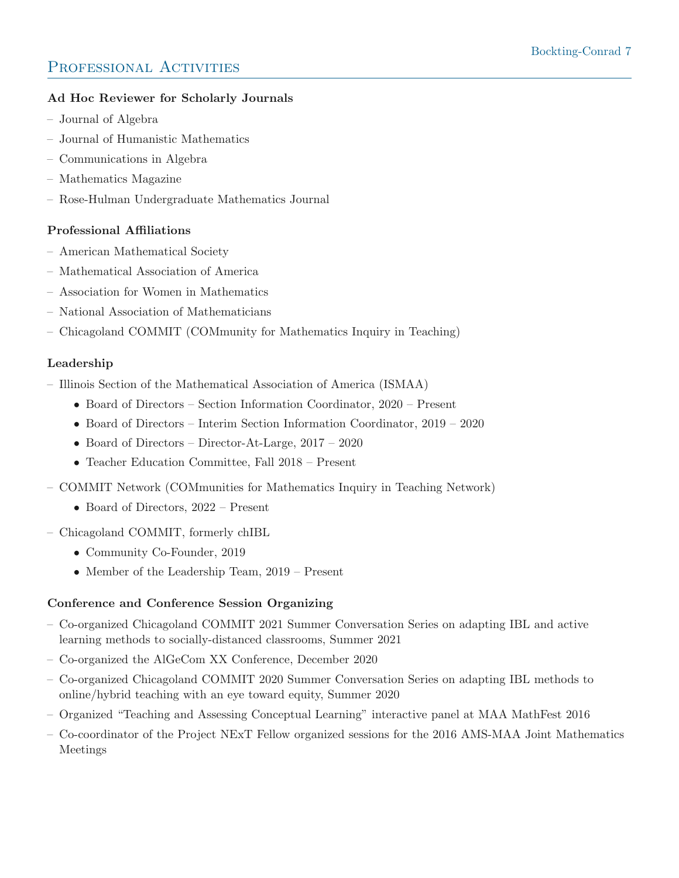# Professional Activities

**Ad Hoc Reviewer for Scholarly Journals**

- Journal of Algebra
- Journal of Humanistic Mathematics
- Communications in Algebra
- Mathematics Magazine
- Rose-Hulman Undergraduate Mathematics Journal

**Professional Affiliations**

- American Mathematical Society
- Mathematical Association of America
- Association for Women in Mathematics
- National Association of Mathematicians
- Chicagoland COMMIT (COMmunity for Mathematics Inquiry in Teaching)

**Leadership**

- Illinois Section of the Mathematical Association of America (ISMAA)
  - Board of Directors – Section Information Coordinator, 2020 – Present
  - Board of Directors – Interim Section Information Coordinator, 2019 – 2020
  - Board of Directors – Director-At-Large, 2017 – 2020
  - Teacher Education Committee, Fall 2018 – Present
- COMMIT Network (COMmunities for Mathematics Inquiry in Teaching Network)
  - Board of Directors, 2022 – Present
- Chicagoland COMMIT, formerly chIBL
  - Community Co-Founder, 2019
  - Member of the Leadership Team, 2019 – Present

**Conference and Conference Session Organizing**

- Co-organized Chicagoland COMMIT 2021 Summer Conversation Series on adapting IBL and active learning methods to socially-distanced classrooms, Summer 2021
- Co-organized the AlGeCom XX Conference, December 2020
- Co-organized Chicagoland COMMIT 2020 Summer Conversation Series on adapting IBL methods to online/hybrid teaching with an eye toward equity, Summer 2020
- Organized "Teaching and Assessing Conceptual Learning" interactive panel at MAA MathFest 2016
- Co-coordinator of the Project NExT Fellow organized sessions for the 2016 AMS-MAA Joint Mathematics Meetings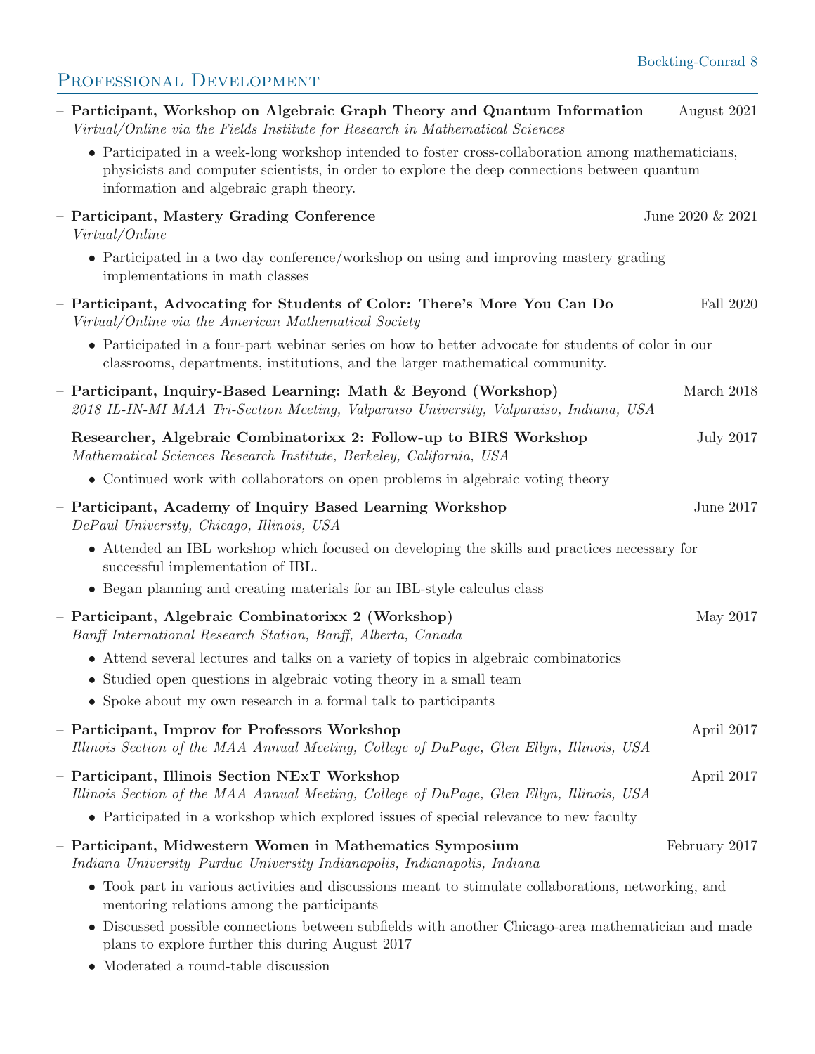## Professional Development

- **Participant, Workshop on Algebraic Graph Theory and Quantum Information** August 2021
  *Virtual/Online via the Fields Institute for Research in Mathematical Sciences*
  - Participated in a week-long workshop intended to foster cross-collaboration among mathematicians, physicists and computer scientists, in order to explore the deep connections between quantum information and algebraic graph theory.

- **Participant, Mastery Grading Conference** June 2020 & 2021
  *Virtual/Online*
  - Participated in a two day conference/workshop on using and improving mastery grading implementations in math classes

- **Participant, Advocating for Students of Color: There's More You Can Do** Fall 2020
  *Virtual/Online via the American Mathematical Society*
  - Participated in a four-part webinar series on how to better advocate for students of color in our classrooms, departments, institutions, and the larger mathematical community.

- **Participant, Inquiry-Based Learning: Math & Beyond (Workshop)** March 2018
  *2018 IL-IN-MI MAA Tri-Section Meeting, Valparaiso University, Valparaiso, Indiana, USA*

- **Researcher, Algebraic Combinatorixx 2: Follow-up to BIRS Workshop** July 2017
  *Mathematical Sciences Research Institute, Berkeley, California, USA*
  - Continued work with collaborators on open problems in algebraic voting theory

- **Participant, Academy of Inquiry Based Learning Workshop** June 2017
  *DePaul University, Chicago, Illinois, USA*
  - Attended an IBL workshop which focused on developing the skills and practices necessary for successful implementation of IBL.
  - Began planning and creating materials for an IBL-style calculus class

- **Participant, Algebraic Combinatorixx 2 (Workshop)** May 2017
  *Banff International Research Station, Banff, Alberta, Canada*
  - Attend several lectures and talks on a variety of topics in algebraic combinatorics
  - Studied open questions in algebraic voting theory in a small team
  - Spoke about my own research in a formal talk to participants

- **Participant, Improv for Professors Workshop** April 2017
  *Illinois Section of the MAA Annual Meeting, College of DuPage, Glen Ellyn, Illinois, USA*

- **Participant, Illinois Section NExT Workshop** April 2017
  *Illinois Section of the MAA Annual Meeting, College of DuPage, Glen Ellyn, Illinois, USA*
  - Participated in a workshop which explored issues of special relevance to new faculty

- **Participant, Midwestern Women in Mathematics Symposium** February 2017
  *Indiana University–Purdue University Indianapolis, Indianapolis, Indiana*
  - Took part in various activities and discussions meant to stimulate collaborations, networking, and mentoring relations among the participants
  - Discussed possible connections between subfields with another Chicago-area mathematician and made plans to explore further this during August 2017
  - Moderated a round-table discussion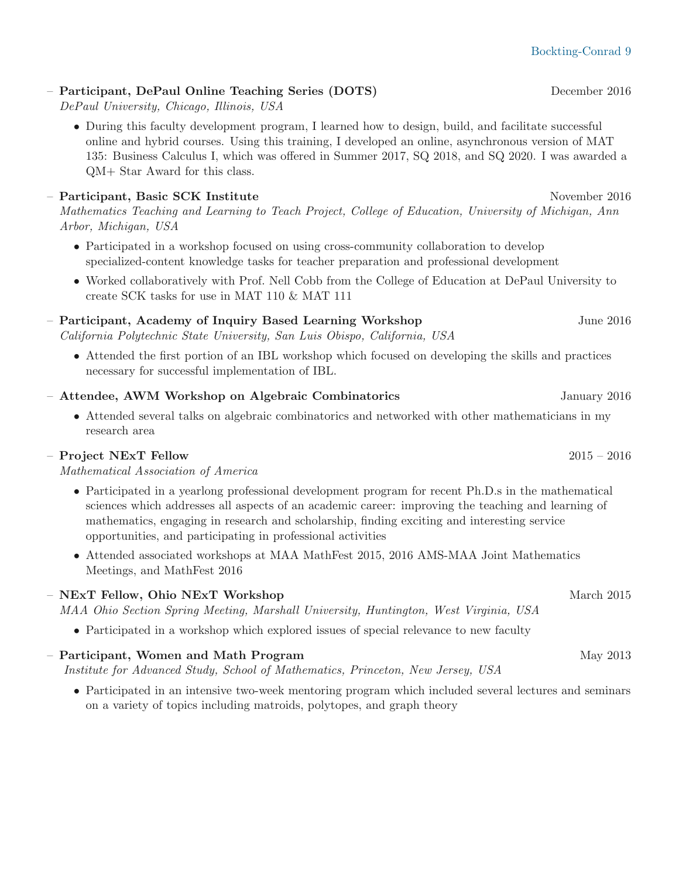- **Participant, DePaul Online Teaching Series (DOTS)** December 2016
  *DePaul University, Chicago, Illinois, USA*
  - During this faculty development program, I learned how to design, build, and facilitate successful online and hybrid courses. Using this training, I developed an online, asynchronous version of MAT 135: Business Calculus I, which was offered in Summer 2017, SQ 2018, and SQ 2020. I was awarded a QM+ Star Award for this class.

- **Participant, Basic SCK Institute** November 2016
  *Mathematics Teaching and Learning to Teach Project, College of Education, University of Michigan, Ann Arbor, Michigan, USA*
  - Participated in a workshop focused on using cross-community collaboration to develop specialized-content knowledge tasks for teacher preparation and professional development
  - Worked collaboratively with Prof. Nell Cobb from the College of Education at DePaul University to create SCK tasks for use in MAT 110 & MAT 111

- **Participant, Academy of Inquiry Based Learning Workshop** June 2016
  *California Polytechnic State University, San Luis Obispo, California, USA*
  - Attended the first portion of an IBL workshop which focused on developing the skills and practices necessary for successful implementation of IBL.

- **Attendee, AWM Workshop on Algebraic Combinatorics** January 2016
  - Attended several talks on algebraic combinatorics and networked with other mathematicians in my research area

- **Project NExT Fellow** 2015 – 2016
  *Mathematical Association of America*
  - Participated in a yearlong professional development program for recent Ph.D.s in the mathematical sciences which addresses all aspects of an academic career: improving the teaching and learning of mathematics, engaging in research and scholarship, finding exciting and interesting service opportunities, and participating in professional activities
  - Attended associated workshops at MAA MathFest 2015, 2016 AMS-MAA Joint Mathematics Meetings, and MathFest 2016

- **NExT Fellow, Ohio NExT Workshop** March 2015
  *MAA Ohio Section Spring Meeting, Marshall University, Huntington, West Virginia, USA*
  - Participated in a workshop which explored issues of special relevance to new faculty

- **Participant, Women and Math Program** May 2013
  *Institute for Advanced Study, School of Mathematics, Princeton, New Jersey, USA*
  - Participated in an intensive two-week mentoring program which included several lectures and seminars on a variety of topics including matroids, polytopes, and graph theory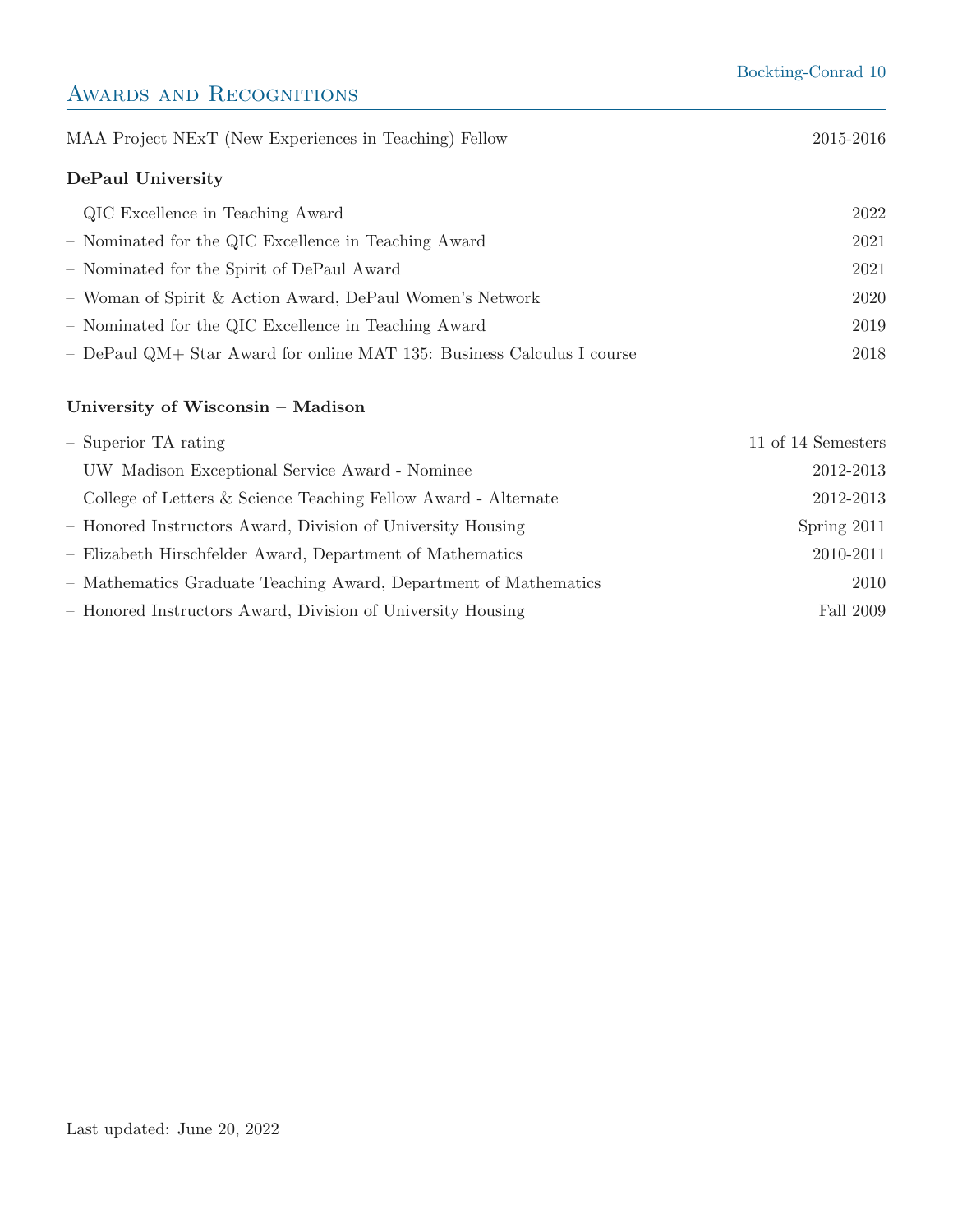## Awards and Recognitions

MAA Project NExT (New Experiences in Teaching) Fellow 2015-2016

**DePaul University**

- QIC Excellence in Teaching Award 2022
- Nominated for the QIC Excellence in Teaching Award 2021
- Nominated for the Spirit of DePaul Award 2021
- Woman of Spirit & Action Award, DePaul Women's Network 2020
- Nominated for the QIC Excellence in Teaching Award 2019
- DePaul QM+ Star Award for online MAT 135: Business Calculus I course 2018

**University of Wisconsin – Madison**

- Superior TA rating 11 of 14 Semesters
- UW–Madison Exceptional Service Award - Nominee 2012-2013
- College of Letters & Science Teaching Fellow Award - Alternate 2012-2013
- Honored Instructors Award, Division of University Housing Spring 2011
- Elizabeth Hirschfelder Award, Department of Mathematics 2010-2011
- Mathematics Graduate Teaching Award, Department of Mathematics 2010
- Honored Instructors Award, Division of University Housing Fall 2009

Last updated: June 20, 2022